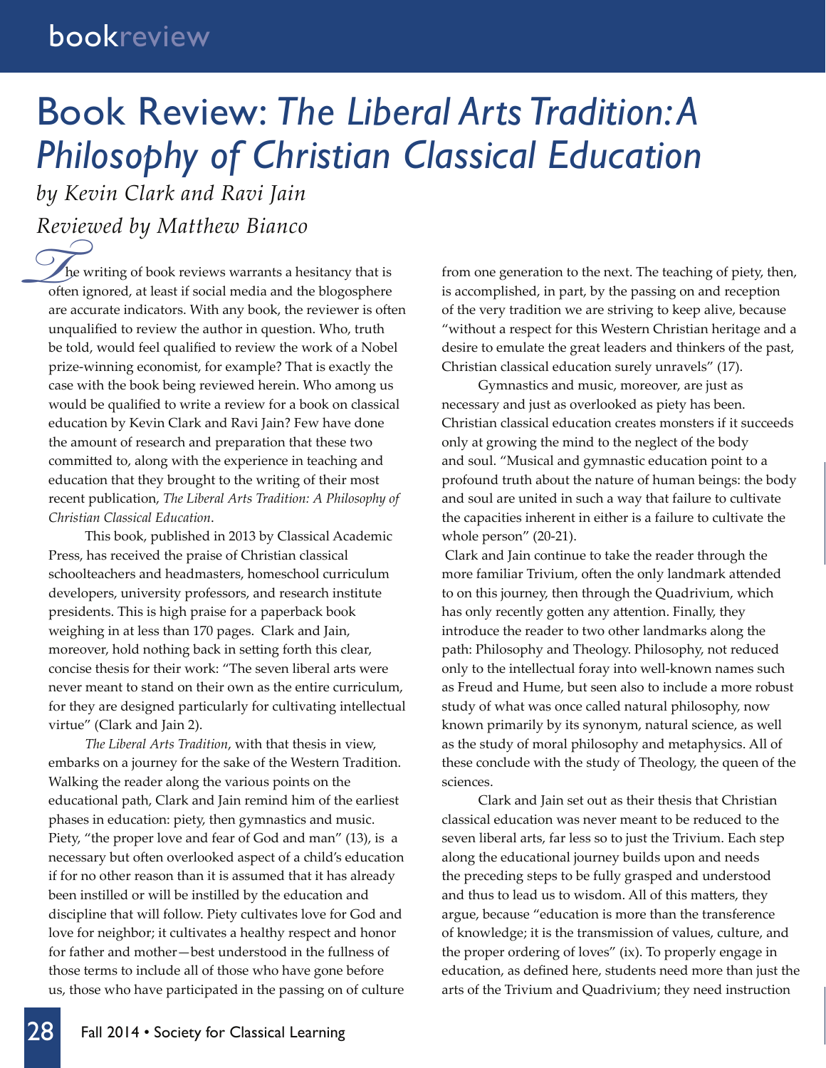# Book Review: *The Liberal Arts Tradition: A Philosophy of Christian Classical Education*

*by Kevin Clark and Ravi Jain*

*Reviewed by Matthew Bianco*

The writing of book reviews warrants a hesitancy that is often ignored, at least if social media and the blogosphere are accurate indicators. With any book, the reviewer is often unqualified to review the author in question. Who, truth be told, would feel qualified to review the work of a Nobel prize-winning economist, for example? That is exactly the case with the book being reviewed herein. Who among us would be qualified to write a review for a book on classical education by Kevin Clark and Ravi Jain? Few have done the amount of research and preparation that these two committed to, along with the experience in teaching and education that they brought to the writing of their most recent publication, *The Liberal Arts Tradition: A Philosophy of Christian Classical Education*.

This book, published in 2013 by Classical Academic Press, has received the praise of Christian classical schoolteachers and headmasters, homeschool curriculum developers, university professors, and research institute presidents. This is high praise for a paperback book weighing in at less than 170 pages. Clark and Jain, moreover, hold nothing back in setting forth this clear, concise thesis for their work: "The seven liberal arts were never meant to stand on their own as the entire curriculum, for they are designed particularly for cultivating intellectual virtue" (Clark and Jain 2).

*The Liberal Arts Tradition*, with that thesis in view, embarks on a journey for the sake of the Western Tradition. Walking the reader along the various points on the educational path, Clark and Jain remind him of the earliest phases in education: piety, then gymnastics and music. Piety, "the proper love and fear of God and man" (13), is a necessary but often overlooked aspect of a child's education if for no other reason than it is assumed that it has already been instilled or will be instilled by the education and discipline that will follow. Piety cultivates love for God and love for neighbor; it cultivates a healthy respect and honor for father and mother—best understood in the fullness of those terms to include all of those who have gone before us, those who have participated in the passing on of culture from one generation to the next. The teaching of piety, then, is accomplished, in part, by the passing on and reception of the very tradition we are striving to keep alive, because "without a respect for this Western Christian heritage and a desire to emulate the great leaders and thinkers of the past, Christian classical education surely unravels" (17).

Gymnastics and music, moreover, are just as necessary and just as overlooked as piety has been. Christian classical education creates monsters if it succeeds only at growing the mind to the neglect of the body and soul. "Musical and gymnastic education point to a profound truth about the nature of human beings: the body and soul are united in such a way that failure to cultivate the capacities inherent in either is a failure to cultivate the whole person" (20-21).

Clark and Jain continue to take the reader through the more familiar Trivium, often the only landmark attended to on this journey, then through the Quadrivium, which has only recently gotten any attention. Finally, they introduce the reader to two other landmarks along the path: Philosophy and Theology. Philosophy, not reduced only to the intellectual foray into well-known names such as Freud and Hume, but seen also to include a more robust study of what was once called natural philosophy, now known primarily by its synonym, natural science, as well as the study of moral philosophy and metaphysics. All of these conclude with the study of Theology, the queen of the sciences.

Clark and Jain set out as their thesis that Christian classical education was never meant to be reduced to the seven liberal arts, far less so to just the Trivium. Each step along the educational journey builds upon and needs the preceding steps to be fully grasped and understood and thus to lead us to wisdom. All of this matters, they argue, because "education is more than the transference of knowledge; it is the transmission of values, culture, and the proper ordering of loves" (ix). To properly engage in education, as defined here, students need more than just the arts of the Trivium and Quadrivium; they need instruction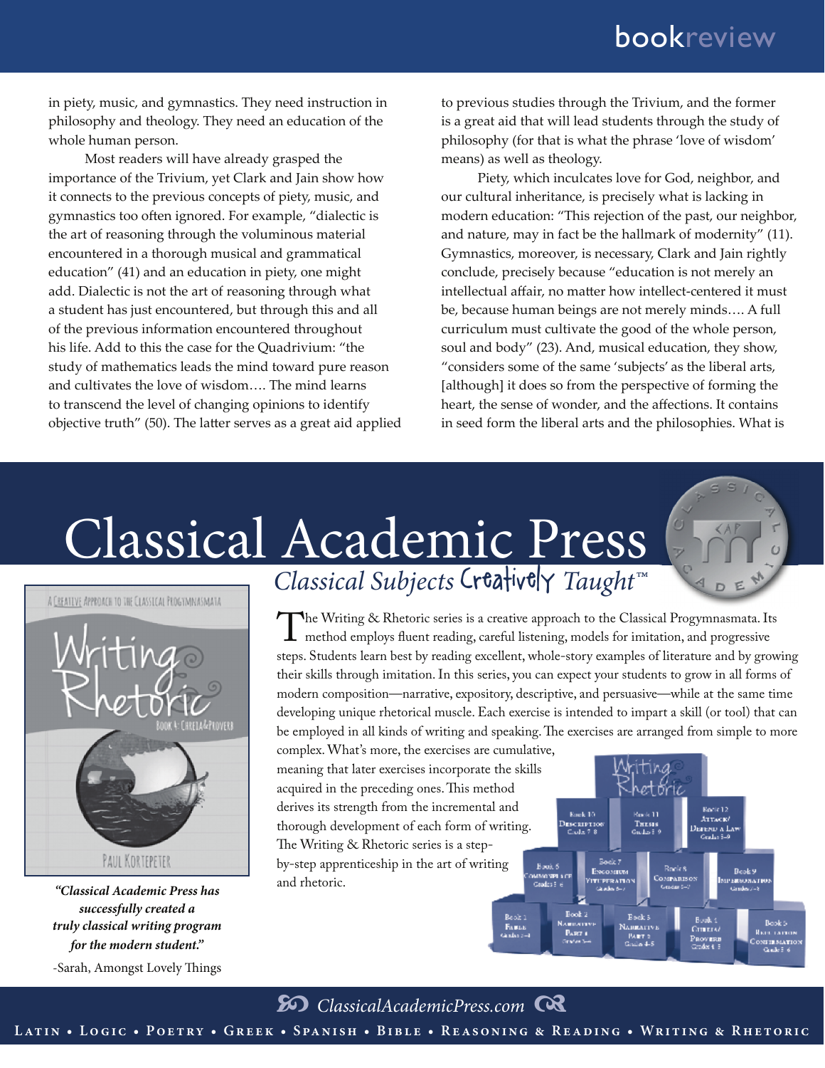in piety, music, and gymnastics. They need instruction in philosophy and theology. They need an education of the whole human person.

Most readers will have already grasped the importance of the Trivium, yet Clark and Jain show how it connects to the previous concepts of piety, music, and gymnastics too often ignored. For example, "dialectic is the art of reasoning through the voluminous material encountered in a thorough musical and grammatical education" (41) and an education in piety, one might add. Dialectic is not the art of reasoning through what a student has just encountered, but through this and all of the previous information encountered throughout his life. Add to this the case for the Quadrivium: "the study of mathematics leads the mind toward pure reason and cultivates the love of wisdom…. The mind learns to transcend the level of changing opinions to identify objective truth" (50). The latter serves as a great aid applied to previous studies through the Trivium, and the former is a great aid that will lead students through the study of philosophy (for that is what the phrase 'love of wisdom' means) as well as theology.

Piety, which inculcates love for God, neighbor, and our cultural inheritance, is precisely what is lacking in modern education: "This rejection of the past, our neighbor, and nature, may in fact be the hallmark of modernity" (11). Gymnastics, moreover, is necessary, Clark and Jain rightly conclude, precisely because "education is not merely an intellectual affair, no matter how intellect-centered it must be, because human beings are not merely minds…. A full curriculum must cultivate the good of the whole person, soul and body" (23). And, musical education, they show, "considers some of the same 'subjects' as the liberal arts, [although] it does so from the perspective of forming the heart, the sense of wonder, and the affections. It contains in seed form the liberal arts and the philosophies. What is

# Classical Academic Press

*Classical Subjects Creatively Taught™*

The Writing & Rhetoric series is a creative approach to the Classical Progymnasmata. Its method employs fluent reading, careful listening, models for imitation, and progressive steps. Students learn best by reading excellent, whole-story examples of literature and by growing their skills through imitation. In this series, you can expect your students to grow in all forms of modern composition—narrative, expository, descriptive, and persuasive—while at the same time developing unique rhetorical muscle. Each exercise is intended to impart a skill (or tool) that can be employed in all kinds of writing and speaking. The exercises are arranged from simple to more complex. What's more, the exercises are cumulative, meaning that later exercises incorporate the skills acquired in the preceding ones. This method derives its strength from the incremental and thorough development of each form of writing. The Writing & Rhetoric series is a step-by-step apprenticeship in the art of writing and rhetoric.

***"Classical Academic Press has successfully created a truly classical writing program for the modern student."***

-Sarah, Amongst Lovely Things

*ClassicalAcademicPress.com*

Latin • Logic • Poetry • Greek • Spanish • Bible • Reasoning & Reading • Writing & Rhetoric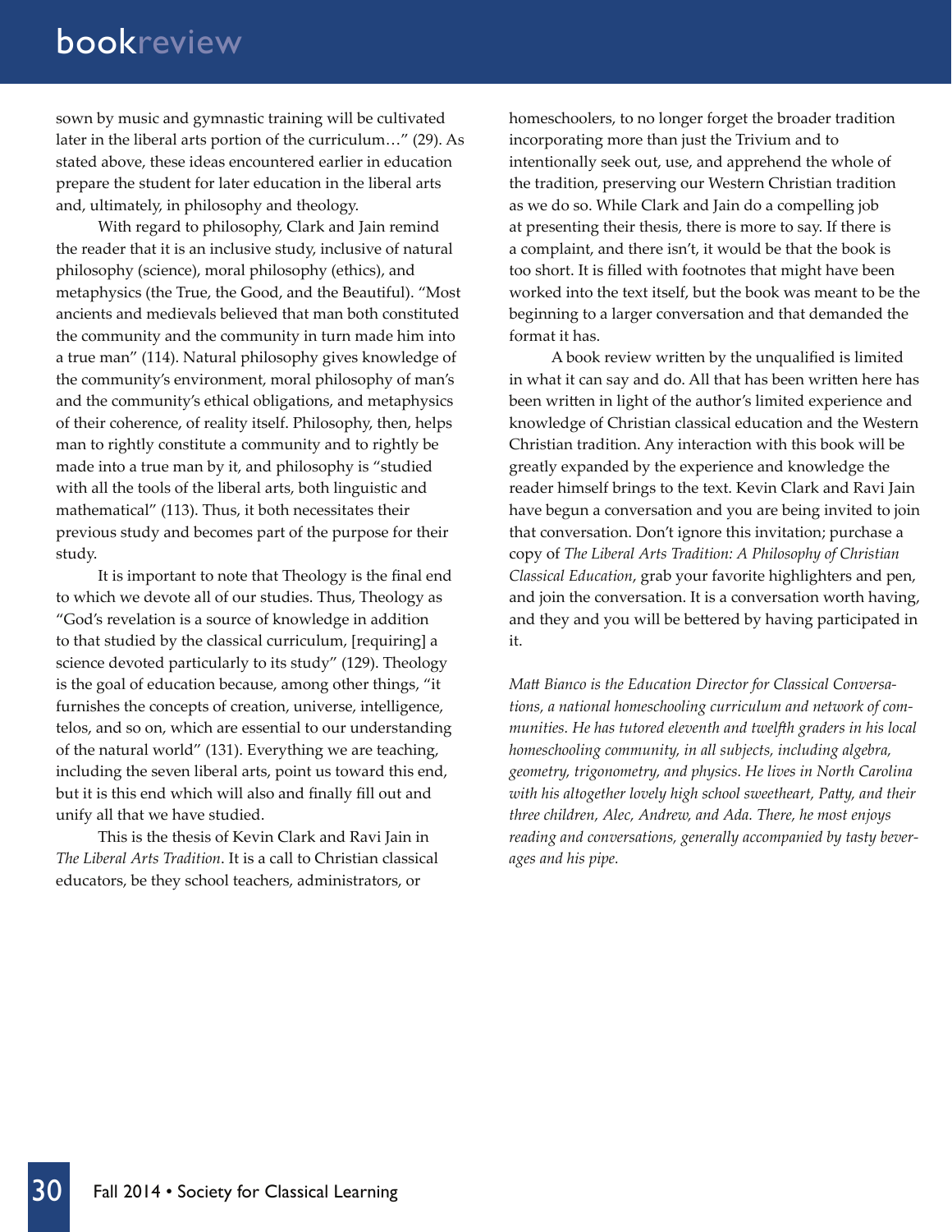sown by music and gymnastic training will be cultivated later in the liberal arts portion of the curriculum…" (29). As stated above, these ideas encountered earlier in education prepare the student for later education in the liberal arts and, ultimately, in philosophy and theology.

With regard to philosophy, Clark and Jain remind the reader that it is an inclusive study, inclusive of natural philosophy (science), moral philosophy (ethics), and metaphysics (the True, the Good, and the Beautiful). "Most ancients and medievals believed that man both constituted the community and the community in turn made him into a true man" (114). Natural philosophy gives knowledge of the community's environment, moral philosophy of man's and the community's ethical obligations, and metaphysics of their coherence, of reality itself. Philosophy, then, helps man to rightly constitute a community and to rightly be made into a true man by it, and philosophy is "studied with all the tools of the liberal arts, both linguistic and mathematical" (113). Thus, it both necessitates their previous study and becomes part of the purpose for their study.

It is important to note that Theology is the final end to which we devote all of our studies. Thus, Theology as "God's revelation is a source of knowledge in addition to that studied by the classical curriculum, [requiring] a science devoted particularly to its study" (129). Theology is the goal of education because, among other things, "it furnishes the concepts of creation, universe, intelligence, telos, and so on, which are essential to our understanding of the natural world" (131). Everything we are teaching, including the seven liberal arts, point us toward this end, but it is this end which will also and finally fill out and unify all that we have studied.

This is the thesis of Kevin Clark and Ravi Jain in *The Liberal Arts Tradition*. It is a call to Christian classical educators, be they school teachers, administrators, or homeschoolers, to no longer forget the broader tradition incorporating more than just the Trivium and to intentionally seek out, use, and apprehend the whole of the tradition, preserving our Western Christian tradition as we do so. While Clark and Jain do a compelling job at presenting their thesis, there is more to say. If there is a complaint, and there isn't, it would be that the book is too short. It is filled with footnotes that might have been worked into the text itself, but the book was meant to be the beginning to a larger conversation and that demanded the format it has.

A book review written by the unqualified is limited in what it can say and do. All that has been written here has been written in light of the author's limited experience and knowledge of Christian classical education and the Western Christian tradition. Any interaction with this book will be greatly expanded by the experience and knowledge the reader himself brings to the text. Kevin Clark and Ravi Jain have begun a conversation and you are being invited to join that conversation. Don't ignore this invitation; purchase a copy of *The Liberal Arts Tradition: A Philosophy of Christian Classical Education*, grab your favorite highlighters and pen, and join the conversation. It is a conversation worth having, and they and you will be bettered by having participated in it.

*Matt Bianco is the Education Director for Classical Conversations, a national homeschooling curriculum and network of communities. He has tutored eleventh and twelfth graders in his local homeschooling community, in all subjects, including algebra, geometry, trigonometry, and physics. He lives in North Carolina with his altogether lovely high school sweetheart, Patty, and their three children, Alec, Andrew, and Ada. There, he most enjoys reading and conversations, generally accompanied by tasty beverages and his pipe.*